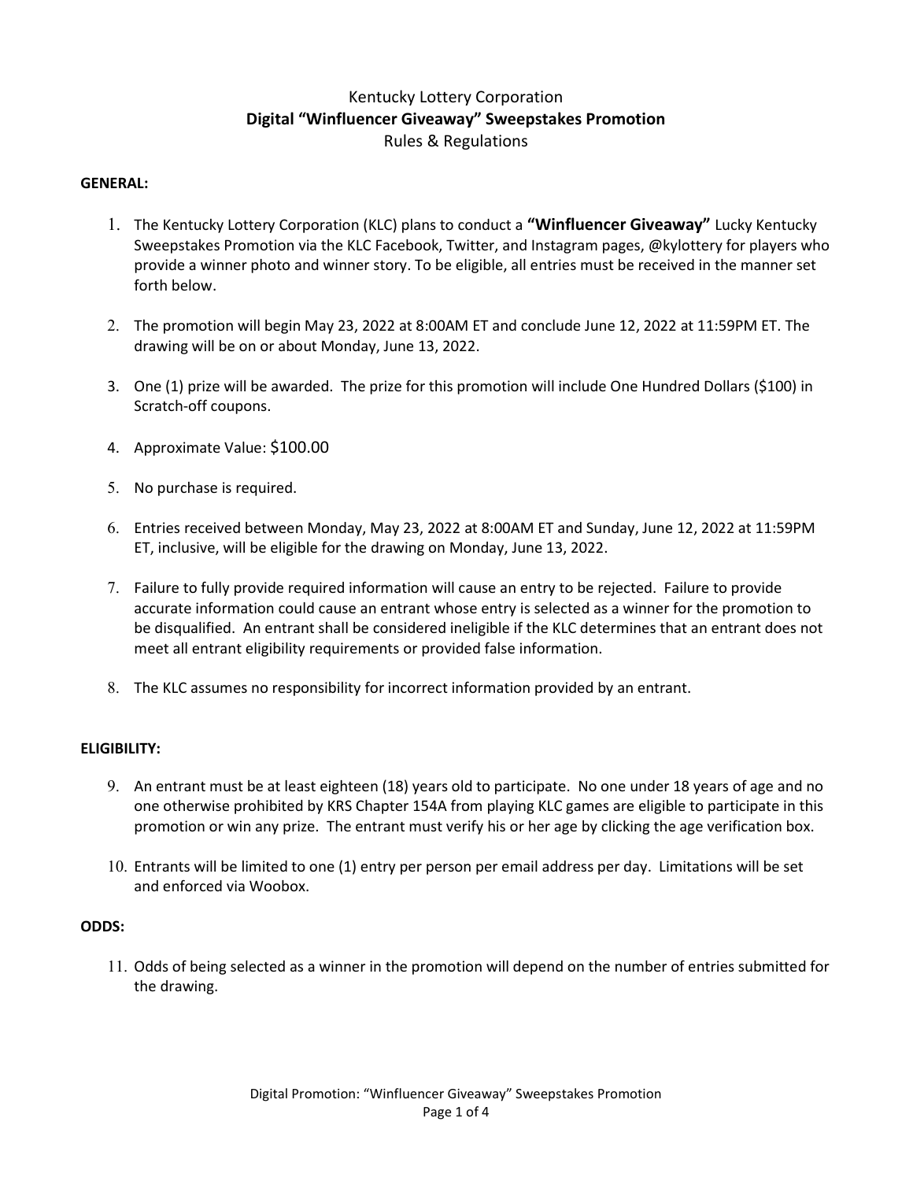# Kentucky Lottery Corporation
## Digital "Winfluencer Giveaway" Sweepstakes Promotion
### Rules & Regulations

**GENERAL:**

1. The Kentucky Lottery Corporation (KLC) plans to conduct a **"Winfluencer Giveaway"** Lucky Kentucky Sweepstakes Promotion via the KLC Facebook, Twitter, and Instagram pages, @kylottery for players who provide a winner photo and winner story. To be eligible, all entries must be received in the manner set forth below.
2. The promotion will begin May 23, 2022 at 8:00AM ET and conclude June 12, 2022 at 11:59PM ET. The drawing will be on or about Monday, June 13, 2022.
3. One (1) prize will be awarded. The prize for this promotion will include One Hundred Dollars ($100) in Scratch-off coupons.
4. Approximate Value: $100.00
5. No purchase is required.
6. Entries received between Monday, May 23, 2022 at 8:00AM ET and Sunday, June 12, 2022 at 11:59PM ET, inclusive, will be eligible for the drawing on Monday, June 13, 2022.
7. Failure to fully provide required information will cause an entry to be rejected. Failure to provide accurate information could cause an entrant whose entry is selected as a winner for the promotion to be disqualified. An entrant shall be considered ineligible if the KLC determines that an entrant does not meet all entrant eligibility requirements or provided false information.
8. The KLC assumes no responsibility for incorrect information provided by an entrant.

**ELIGIBILITY:**

9. An entrant must be at least eighteen (18) years old to participate. No one under 18 years of age and no one otherwise prohibited by KRS Chapter 154A from playing KLC games are eligible to participate in this promotion or win any prize. The entrant must verify his or her age by clicking the age verification box.
10. Entrants will be limited to one (1) entry per person per email address per day. Limitations will be set and enforced via Woobox.

**ODDS:**

11. Odds of being selected as a winner in the promotion will depend on the number of entries submitted for the drawing.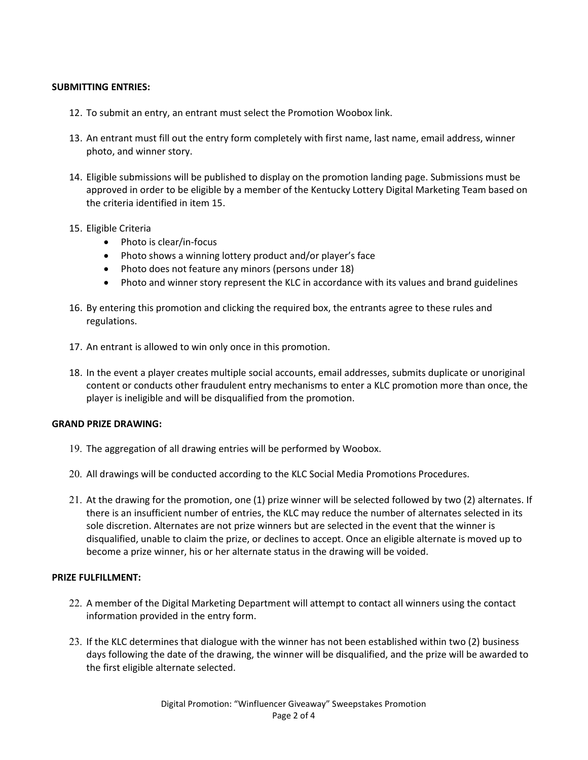**SUBMITTING ENTRIES:**

12. To submit an entry, an entrant must select the Promotion Woobox link.

13. An entrant must fill out the entry form completely with first name, last name, email address, winner photo, and winner story.

14. Eligible submissions will be published to display on the promotion landing page. Submissions must be approved in order to be eligible by a member of the Kentucky Lottery Digital Marketing Team based on the criteria identified in item 15.

15. Eligible Criteria
    - Photo is clear/in-focus
    - Photo shows a winning lottery product and/or player's face
    - Photo does not feature any minors (persons under 18)
    - Photo and winner story represent the KLC in accordance with its values and brand guidelines

16. By entering this promotion and clicking the required box, the entrants agree to these rules and regulations.

17. An entrant is allowed to win only once in this promotion.

18. In the event a player creates multiple social accounts, email addresses, submits duplicate or unoriginal content or conducts other fraudulent entry mechanisms to enter a KLC promotion more than once, the player is ineligible and will be disqualified from the promotion.

**GRAND PRIZE DRAWING:**

19. The aggregation of all drawing entries will be performed by Woobox.

20. All drawings will be conducted according to the KLC Social Media Promotions Procedures.

21. At the drawing for the promotion, one (1) prize winner will be selected followed by two (2) alternates. If there is an insufficient number of entries, the KLC may reduce the number of alternates selected in its sole discretion. Alternates are not prize winners but are selected in the event that the winner is disqualified, unable to claim the prize, or declines to accept. Once an eligible alternate is moved up to become a prize winner, his or her alternate status in the drawing will be voided.

**PRIZE FULFILLMENT:**

22. A member of the Digital Marketing Department will attempt to contact all winners using the contact information provided in the entry form.

23. If the KLC determines that dialogue with the winner has not been established within two (2) business days following the date of the drawing, the winner will be disqualified, and the prize will be awarded to the first eligible alternate selected.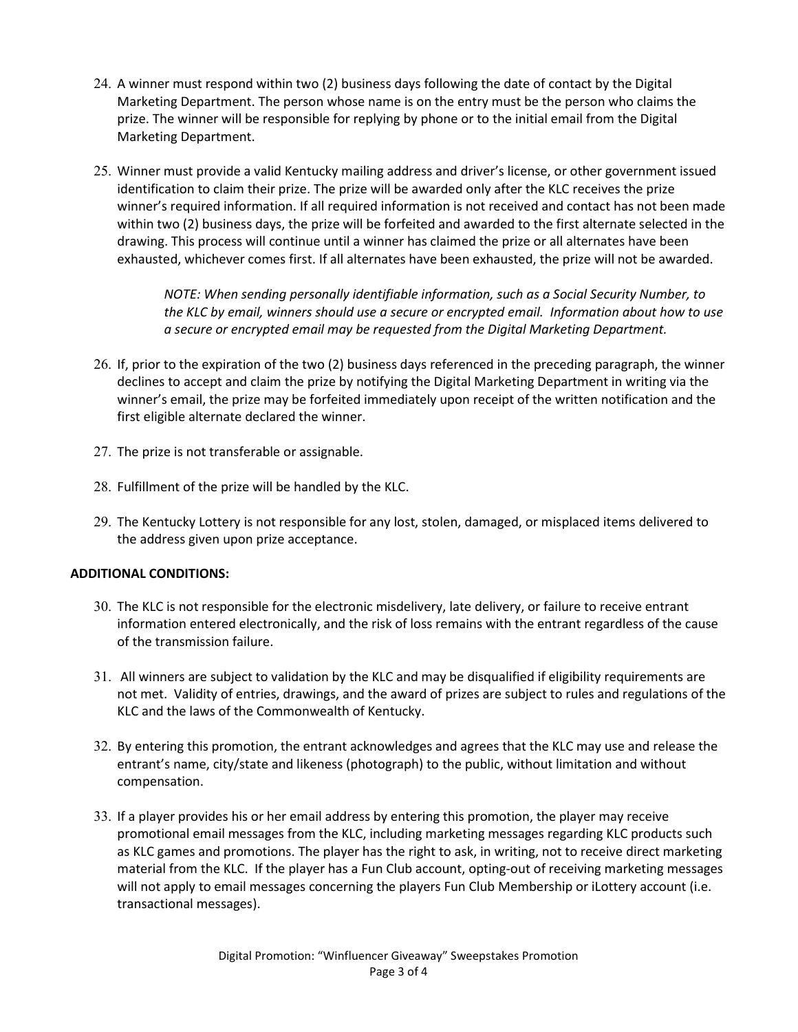24. A winner must respond within two (2) business days following the date of contact by the Digital Marketing Department. The person whose name is on the entry must be the person who claims the prize. The winner will be responsible for replying by phone or to the initial email from the Digital Marketing Department.

25. Winner must provide a valid Kentucky mailing address and driver's license, or other government issued identification to claim their prize. The prize will be awarded only after the KLC receives the prize winner's required information. If all required information is not received and contact has not been made within two (2) business days, the prize will be forfeited and awarded to the first alternate selected in the drawing. This process will continue until a winner has claimed the prize or all alternates have been exhausted, whichever comes first. If all alternates have been exhausted, the prize will not be awarded.

    *NOTE: When sending personally identifiable information, such as a Social Security Number, to the KLC by email, winners should use a secure or encrypted email. Information about how to use a secure or encrypted email may be requested from the Digital Marketing Department.*

26. If, prior to the expiration of the two (2) business days referenced in the preceding paragraph, the winner declines to accept and claim the prize by notifying the Digital Marketing Department in writing via the winner's email, the prize may be forfeited immediately upon receipt of the written notification and the first eligible alternate declared the winner.

27. The prize is not transferable or assignable.

28. Fulfillment of the prize will be handled by the KLC.

29. The Kentucky Lottery is not responsible for any lost, stolen, damaged, or misplaced items delivered to the address given upon prize acceptance.

**ADDITIONAL CONDITIONS:**

30. The KLC is not responsible for the electronic misdelivery, late delivery, or failure to receive entrant information entered electronically, and the risk of loss remains with the entrant regardless of the cause of the transmission failure.

31. All winners are subject to validation by the KLC and may be disqualified if eligibility requirements are not met. Validity of entries, drawings, and the award of prizes are subject to rules and regulations of the KLC and the laws of the Commonwealth of Kentucky.

32. By entering this promotion, the entrant acknowledges and agrees that the KLC may use and release the entrant's name, city/state and likeness (photograph) to the public, without limitation and without compensation.

33. If a player provides his or her email address by entering this promotion, the player may receive promotional email messages from the KLC, including marketing messages regarding KLC products such as KLC games and promotions. The player has the right to ask, in writing, not to receive direct marketing material from the KLC. If the player has a Fun Club account, opting-out of receiving marketing messages will not apply to email messages concerning the players Fun Club Membership or iLottery account (i.e. transactional messages).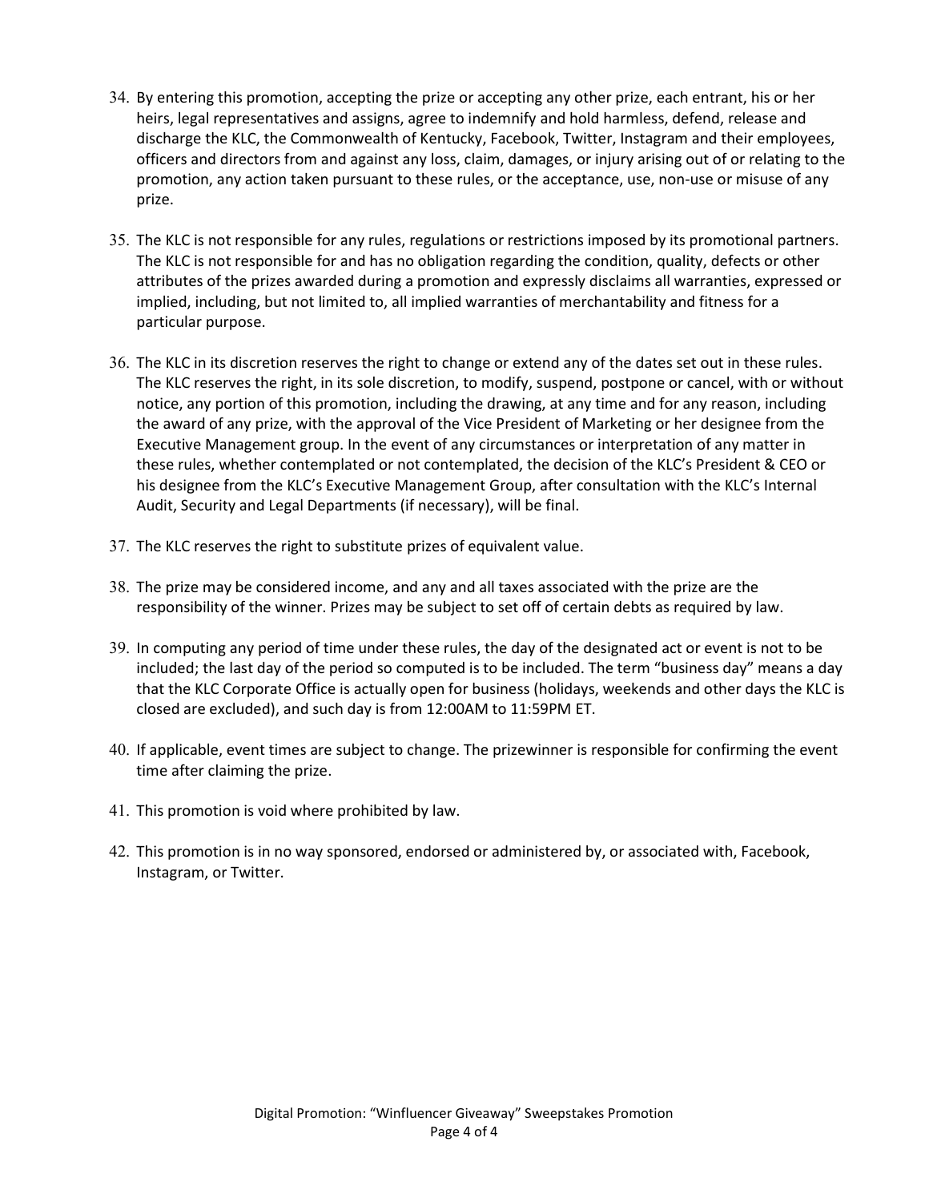34. By entering this promotion, accepting the prize or accepting any other prize, each entrant, his or her heirs, legal representatives and assigns, agree to indemnify and hold harmless, defend, release and discharge the KLC, the Commonwealth of Kentucky, Facebook, Twitter, Instagram and their employees, officers and directors from and against any loss, claim, damages, or injury arising out of or relating to the promotion, any action taken pursuant to these rules, or the acceptance, use, non-use or misuse of any prize.

35. The KLC is not responsible for any rules, regulations or restrictions imposed by its promotional partners. The KLC is not responsible for and has no obligation regarding the condition, quality, defects or other attributes of the prizes awarded during a promotion and expressly disclaims all warranties, expressed or implied, including, but not limited to, all implied warranties of merchantability and fitness for a particular purpose.

36. The KLC in its discretion reserves the right to change or extend any of the dates set out in these rules. The KLC reserves the right, in its sole discretion, to modify, suspend, postpone or cancel, with or without notice, any portion of this promotion, including the drawing, at any time and for any reason, including the award of any prize, with the approval of the Vice President of Marketing or her designee from the Executive Management group. In the event of any circumstances or interpretation of any matter in these rules, whether contemplated or not contemplated, the decision of the KLC's President & CEO or his designee from the KLC's Executive Management Group, after consultation with the KLC's Internal Audit, Security and Legal Departments (if necessary), will be final.

37. The KLC reserves the right to substitute prizes of equivalent value.

38. The prize may be considered income, and any and all taxes associated with the prize are the responsibility of the winner. Prizes may be subject to set off of certain debts as required by law.

39. In computing any period of time under these rules, the day of the designated act or event is not to be included; the last day of the period so computed is to be included. The term "business day" means a day that the KLC Corporate Office is actually open for business (holidays, weekends and other days the KLC is closed are excluded), and such day is from 12:00AM to 11:59PM ET.

40. If applicable, event times are subject to change. The prizewinner is responsible for confirming the event time after claiming the prize.

41. This promotion is void where prohibited by law.

42. This promotion is in no way sponsored, endorsed or administered by, or associated with, Facebook, Instagram, or Twitter.